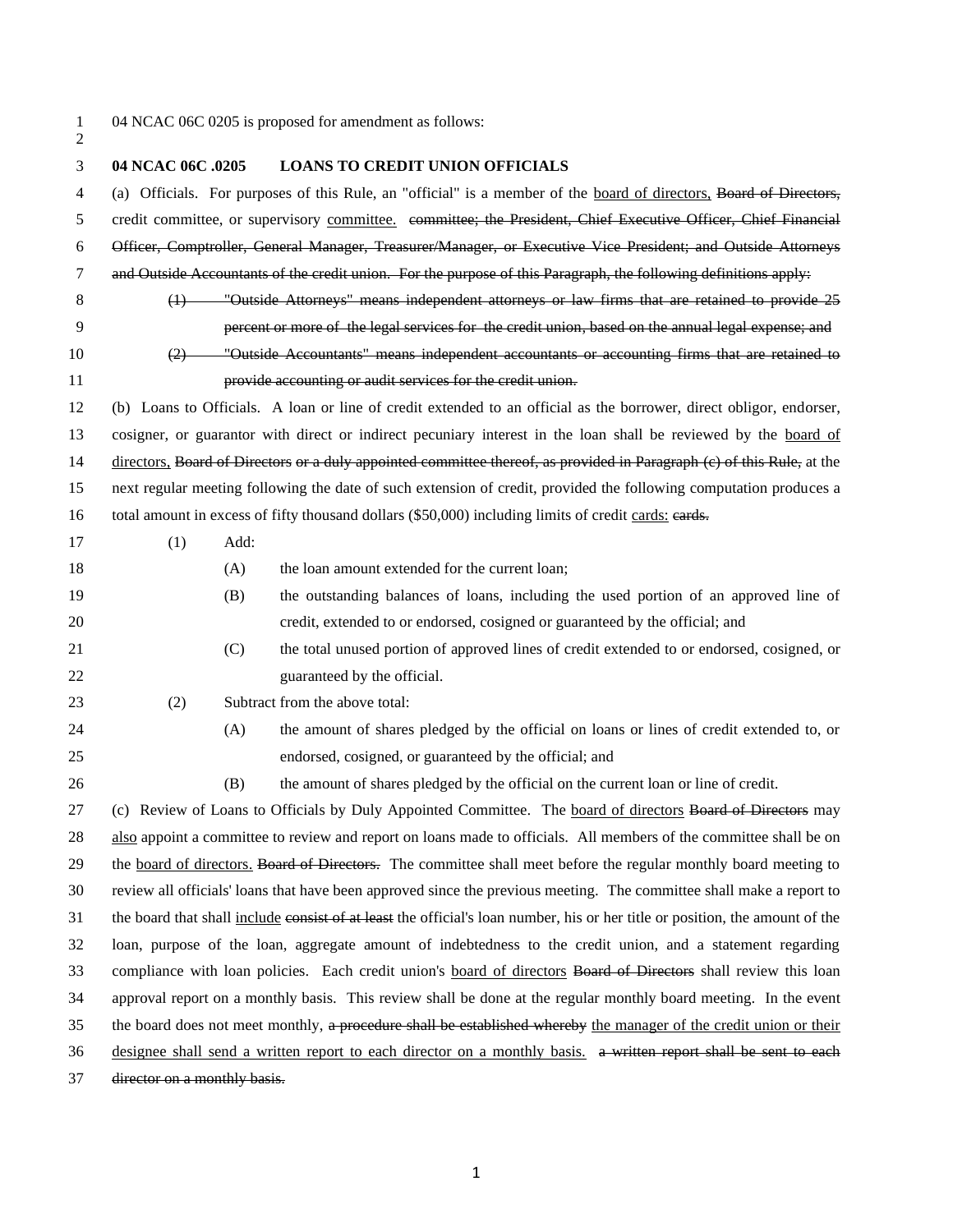04 NCAC 06C 0205 is proposed for amendment as follows:

**04 NCAC 06C .0205 LOANS TO CREDIT UNION OFFICIALS**

(a) Officials. For purposes of this Rule, an "official" is a member of the <u>board of directors,</u> ~~Board of Directors,~~ credit committee, or supervisory <u>committee.</u> ~~committee; the President, Chief Executive Officer, Chief Financial Officer, Comptroller, General Manager, Treasurer/Manager, or Executive Vice President; and Outside Attorneys and Outside Accountants of the credit union. For the purpose of this Paragraph, the following definitions apply:~~

> ~~(1) "Outside Attorneys" means independent attorneys or law firms that are retained to provide 25 percent or more of the legal services for the credit union, based on the annual legal expense; and~~
>
> ~~(2) "Outside Accountants" means independent accountants or accounting firms that are retained to provide accounting or audit services for the credit union.~~

(b) Loans to Officials. A loan or line of credit extended to an official as the borrower, direct obligor, endorser, cosigner, or guarantor with direct or indirect pecuniary interest in the loan shall be reviewed by the <u>board of directors,</u> ~~Board of Directors or a duly appointed committee thereof, as provided in Paragraph (c) of this Rule,~~ at the next regular meeting following the date of such extension of credit, provided the following computation produces a total amount in excess of fifty thousand dollars ($50,000) including limits of credit <u>cards:</u> ~~cards.~~

- (1) Add:
  - (A) the loan amount extended for the current loan;
  - (B) the outstanding balances of loans, including the used portion of an approved line of credit, extended to or endorsed, cosigned or guaranteed by the official; and
  - (C) the total unused portion of approved lines of credit extended to or endorsed, cosigned, or guaranteed by the official.
- (2) Subtract from the above total:
  - (A) the amount of shares pledged by the official on loans or lines of credit extended to, or endorsed, cosigned, or guaranteed by the official; and
  - (B) the amount of shares pledged by the official on the current loan or line of credit.

(c) Review of Loans to Officials by Duly Appointed Committee. The <u>board of directors</u> ~~Board of Directors~~ may <u>also</u> appoint a committee to review and report on loans made to officials. All members of the committee shall be on the <u>board of directors.</u> ~~Board of Directors.~~ The committee shall meet before the regular monthly board meeting to review all officials' loans that have been approved since the previous meeting. The committee shall make a report to the board that shall <u>include</u> ~~consist of at least~~ the official's loan number, his or her title or position, the amount of the loan, purpose of the loan, aggregate amount of indebtedness to the credit union, and a statement regarding compliance with loan policies. Each credit union's <u>board of directors</u> ~~Board of Directors~~ shall review this loan approval report on a monthly basis. This review shall be done at the regular monthly board meeting. In the event the board does not meet monthly, ~~a procedure shall be established whereby~~ <u>the manager of the credit union or their designee shall send a written report to each director on a monthly basis.</u> ~~a written report shall be sent to each director on a monthly basis.~~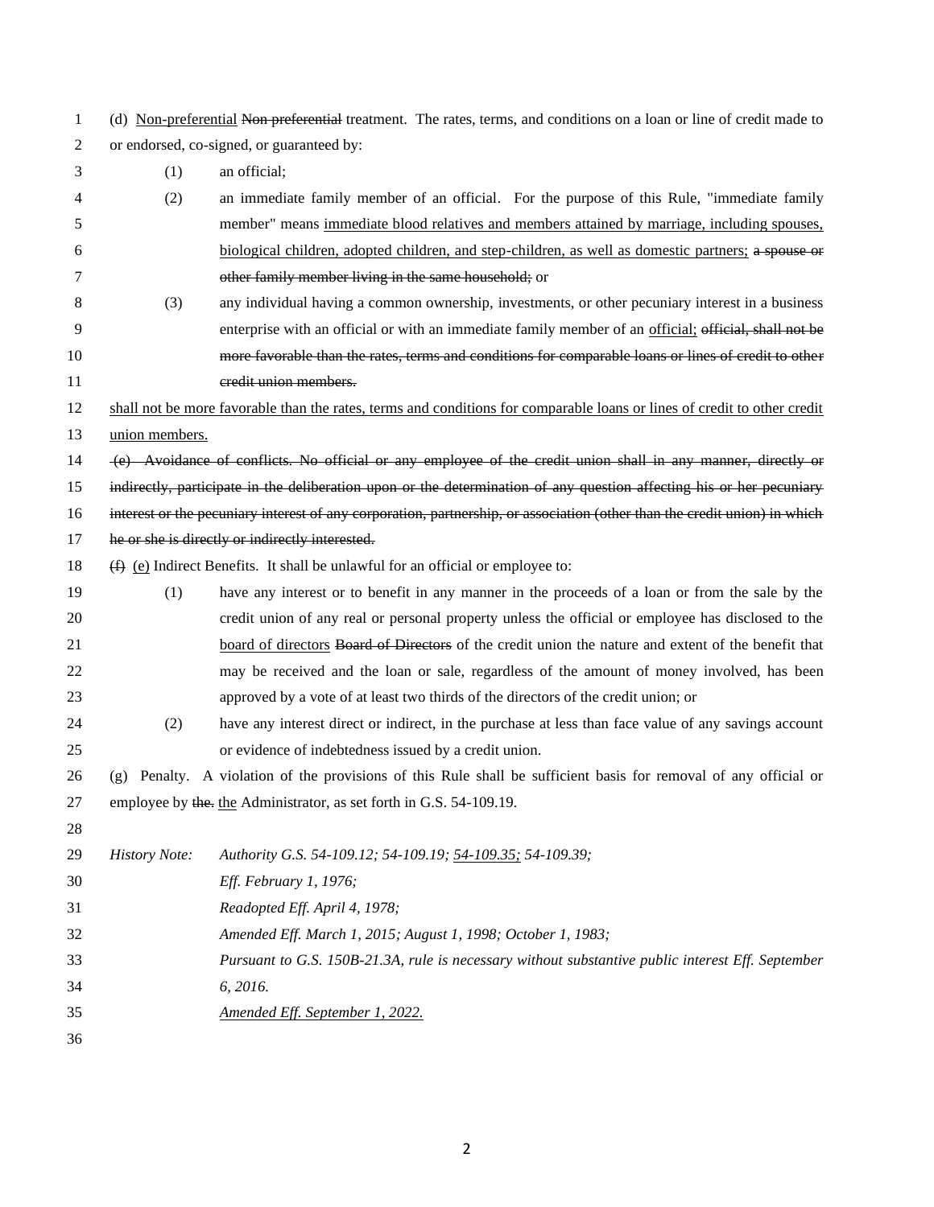(d) Non-preferential ~~Non preferential~~ treatment. The rates, terms, and conditions on a loan or line of credit made to or endorsed, co-signed, or guaranteed by:

(1) an official;

(2) an immediate family member of an official. For the purpose of this Rule, "immediate family member" means immediate blood relatives and members attained by marriage, including spouses, biological children, adopted children, and step-children, as well as domestic partners; ~~a spouse or other family member living in the same household;~~ or

(3) any individual having a common ownership, investments, or other pecuniary interest in a business enterprise with an official or with an immediate family member of an official; ~~official, shall not be more favorable than the rates, terms and conditions for comparable loans or lines of credit to other credit union members.~~

shall not be more favorable than the rates, terms and conditions for comparable loans or lines of credit to other credit union members.

~~(e) Avoidance of conflicts. No official or any employee of the credit union shall in any manner, directly or indirectly, participate in the deliberation upon or the determination of any question affecting his or her pecuniary interest or the pecuniary interest of any corporation, partnership, or association (other than the credit union) in which he or she is directly or indirectly interested.~~

~~(f)~~ (e) Indirect Benefits. It shall be unlawful for an official or employee to:

(1) have any interest or to benefit in any manner in the proceeds of a loan or from the sale by the credit union of any real or personal property unless the official or employee has disclosed to the board of directors ~~Board of Directors~~ of the credit union the nature and extent of the benefit that may be received and the loan or sale, regardless of the amount of money involved, has been approved by a vote of at least two thirds of the directors of the credit union; or

(2) have any interest direct or indirect, in the purchase at less than face value of any savings account or evidence of indebtedness issued by a credit union.

(g) Penalty. A violation of the provisions of this Rule shall be sufficient basis for removal of any official or employee by ~~the.~~ the Administrator, as set forth in G.S. 54-109.19.

*History Note:* *Authority G.S. 54-109.12; 54-109.19; 54-109.35; 54-109.39;*
*Eff. February 1, 1976;*
*Readopted Eff. April 4, 1978;*
*Amended Eff. March 1, 2015; August 1, 1998; October 1, 1983;*
*Pursuant to G.S. 150B-21.3A, rule is necessary without substantive public interest Eff. September 6, 2016.*
*Amended Eff. September 1, 2022.*